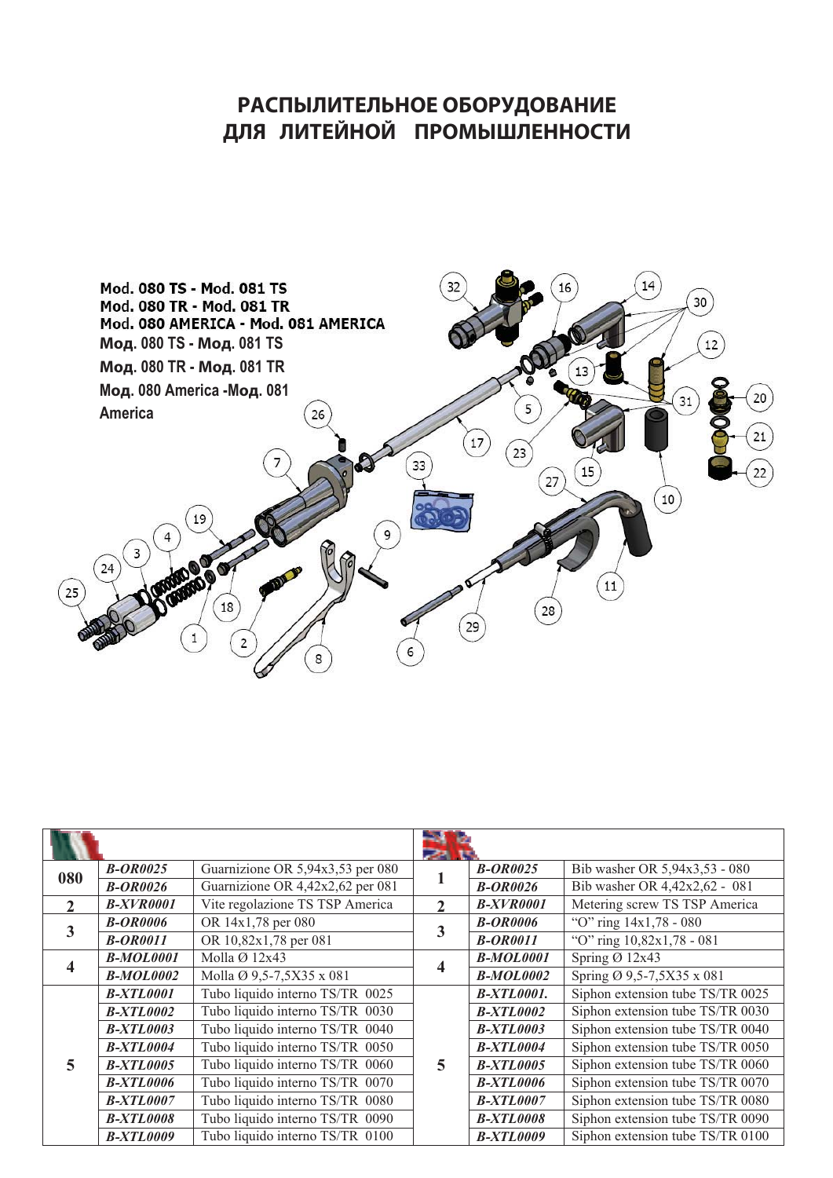# РАСПЫЛИТЕЛЬНОЕ ОБОРУДОВАНИЕ ДЛЯ ЛИТЕЙНОЙ ПРОМЫШЛЕННОСТИ

**Mod. 080 TS - Mod. 081 TS**
**Mod. 080 TR - Mod. 081 TR**
**Mod. 080 AMERICA - Mod. 081 AMERICA**
**Мод. 080 TS - Мод. 081 TS**
**Мод. 080 TR - Мод. 081 TR**
**Мод. 080 America -Мод. 081 America**

| | | | | | |
|---|---|---|---|---|---|
| **080** | ***B-OR0025*** | Guarnizione OR 5,94x3,53 per 080 | **1** | ***B-OR0025*** | Bib washer OR 5,94x3,53 - 080 |
| | ***B-OR0026*** | Guarnizione OR 4,42x2,62 per 081 | | ***B-OR0026*** | Bib washer OR 4,42x2,62 - 081 |
| **2** | ***B-XVR0001*** | Vite regolazione TS TSP America | **2** | ***B-XVR0001*** | Metering screw TS TSP America |
| **3** | ***B-OR0006*** | OR 14x1,78 per 080 | **3** | ***B-OR0006*** | "O" ring 14x1,78 - 080 |
| | ***B-OR0011*** | OR 10,82x1,78 per 081 | | ***B-OR0011*** | "O" ring 10,82x1,78 - 081 |
| **4** | ***B-MOL0001*** | Molla Ø 12x43 | **4** | ***B-MOL0001*** | Spring Ø 12x43 |
| | ***B-MOL0002*** | Molla Ø 9,5-7,5X35 x 081 | | ***B-MOL0002*** | Spring Ø 9,5-7,5X35 x 081 |
| **5** | ***B-XTL0001*** | Tubo liquido interno TS/TR 0025 | **5** | ***B-XTL0001.*** | Siphon extension tube TS/TR 0025 |
| | ***B-XTL0002*** | Tubo liquido interno TS/TR 0030 | | ***B-XTL0002*** | Siphon extension tube TS/TR 0030 |
| | ***B-XTL0003*** | Tubo liquido interno TS/TR 0040 | | ***B-XTL0003*** | Siphon extension tube TS/TR 0040 |
| | ***B-XTL0004*** | Tubo liquido interno TS/TR 0050 | | ***B-XTL0004*** | Siphon extension tube TS/TR 0050 |
| | ***B-XTL0005*** | Tubo liquido interno TS/TR 0060 | | ***B-XTL0005*** | Siphon extension tube TS/TR 0060 |
| | ***B-XTL0006*** | Tubo liquido interno TS/TR 0070 | | ***B-XTL0006*** | Siphon extension tube TS/TR 0070 |
| | ***B-XTL0007*** | Tubo liquido interno TS/TR 0080 | | ***B-XTL0007*** | Siphon extension tube TS/TR 0080 |
| | ***B-XTL0008*** | Tubo liquido interno TS/TR 0090 | | ***B-XTL0008*** | Siphon extension tube TS/TR 0090 |
| | ***B-XTL0009*** | Tubo liquido interno TS/TR 0100 | | ***B-XTL0009*** | Siphon extension tube TS/TR 0100 |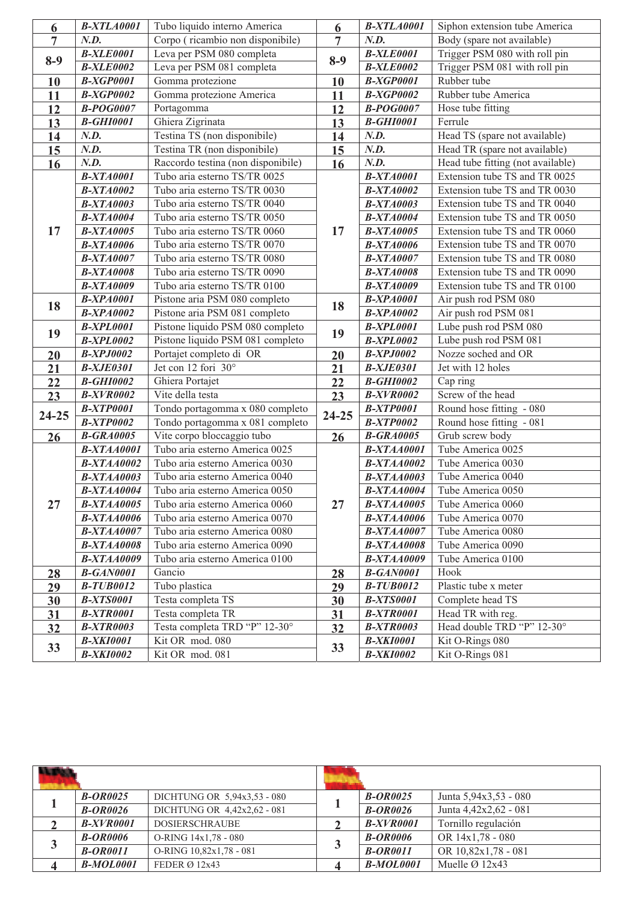| | | | | | |
|---|---|---|---|---|---|
| 6 | *B-XTLA0001* | Tubo liquido interno America | 6 | *B-XTLA0001* | Siphon extension tube America |
| 7 | *N.D.* | Corpo ( ricambio non disponibile) | 7 | *N.D.* | Body (spare not available) |
| 8-9 | *B-XLE0001* | Leva per PSM 080 completa | 8-9 | *B-XLE0001* | Trigger PSM 080 with roll pin |
| | *B-XLE0002* | Leva per PSM 081 completa | | *B-XLE0002* | Trigger PSM 081 with roll pin |
| 10 | *B-XGP0001* | Gomma protezione | 10 | *B-XGP0001* | Rubber tube |
| 11 | *B-XGP0002* | Gomma protezione America | 11 | *B-XGP0002* | Rubber tube America |
| 12 | *B-POG0007* | Portagomma | 12 | *B-POG0007* | Hose tube fitting |
| 13 | *B-GHI0001* | Ghiera Zigrinata | 13 | *B-GHI0001* | Ferrule |
| 14 | *N.D.* | Testina TS (non disponibile) | 14 | *N.D.* | Head TS (spare not available) |
| 15 | *N.D.* | Testina TR (non disponibile) | 15 | *N.D.* | Head TR (spare not available) |
| 16 | *N.D.* | Raccordo testina (non disponibile) | 16 | *N.D.* | Head tube fitting (not available) |
| 17 | *B-XTA0001* | Tubo aria esterno TS/TR 0025 | 17 | *B-XTA0001* | Extension tube TS and TR 0025 |
| | *B-XTA0002* | Tubo aria esterno TS/TR 0030 | | *B-XTA0002* | Extension tube TS and TR 0030 |
| | *B-XTA0003* | Tubo aria esterno TS/TR 0040 | | *B-XTA0003* | Extension tube TS and TR 0040 |
| | *B-XTA0004* | Tubo aria esterno TS/TR 0050 | | *B-XTA0004* | Extension tube TS and TR 0050 |
| | *B-XTA0005* | Tubo aria esterno TS/TR 0060 | | *B-XTA0005* | Extension tube TS and TR 0060 |
| | *B-XTA0006* | Tubo aria esterno TS/TR 0070 | | *B-XTA0006* | Extension tube TS and TR 0070 |
| | *B-XTA0007* | Tubo aria esterno TS/TR 0080 | | *B-XTA0007* | Extension tube TS and TR 0080 |
| | *B-XTA0008* | Tubo aria esterno TS/TR 0090 | | *B-XTA0008* | Extension tube TS and TR 0090 |
| | *B-XTA0009* | Tubo aria esterno TS/TR 0100 | | *B-XTA0009* | Extension tube TS and TR 0100 |
| 18 | *B-XPA0001* | Pistone aria PSM 080 completo | 18 | *B-XPA0001* | Air push rod PSM 080 |
| | *B-XPA0002* | Pistone aria PSM 081 completo | | *B-XPA0002* | Air push rod PSM 081 |
| 19 | *B-XPL0001* | Pistone liquido PSM 080 completo | 19 | *B-XPL0001* | Lube push rod PSM 080 |
| | *B-XPL0002* | Pistone liquido PSM 081 completo | | *B-XPL0002* | Lube push rod PSM 081 |
| 20 | *B-XPJ0002* | Portajet completo di OR | 20 | *B-XPJ0002* | Nozze soched and OR |
| 21 | *B-XJE0301* | Jet con 12 fori 30° | 21 | *B-XJE0301* | Jet with 12 holes |
| 22 | *B-GHI0002* | Ghiera Portajet | 22 | *B-GHI0002* | Cap ring |
| 23 | *B-XVR0002* | Vite della testa | 23 | *B-XVR0002* | Screw of the head |
| 24-25 | *B-XTP0001* | Tondo portagomma x 080 completo | 24-25 | *B-XTP0001* | Round hose fitting - 080 |
| | *B-XTP0002* | Tondo portagomma x 081 completo | | *B-XTP0002* | Round hose fitting - 081 |
| 26 | *B-GRA0005* | Vite corpo bloccaggio tubo | 26 | *B-GRA0005* | Grub screw body |
| 27 | *B-XTAA0001* | Tubo aria esterno America 0025 | 27 | *B-XTAA0001* | Tube America 0025 |
| | *B-XTAA0002* | Tubo aria esterno America 0030 | | *B-XTAA0002* | Tube America 0030 |
| | *B-XTAA0003* | Tubo aria esterno America 0040 | | *B-XTAA0003* | Tube America 0040 |
| | *B-XTAA0004* | Tubo aria esterno America 0050 | | *B-XTAA0004* | Tube America 0050 |
| | *B-XTAA0005* | Tubo aria esterno America 0060 | | *B-XTAA0005* | Tube America 0060 |
| | *B-XTAA0006* | Tubo aria esterno America 0070 | | *B-XTAA0006* | Tube America 0070 |
| | *B-XTAA0007* | Tubo aria esterno America 0080 | | *B-XTAA0007* | Tube America 0080 |
| | *B-XTAA0008* | Tubo aria esterno America 0090 | | *B-XTAA0008* | Tube America 0090 |
| | *B-XTAA0009* | Tubo aria esterno America 0100 | | *B-XTAA0009* | Tube America 0100 |
| 28 | *B-GAN0001* | Gancio | 28 | *B-GAN0001* | Hook |
| 29 | *B-TUB0012* | Tubo plastica | 29 | *B-TUB0012* | Plastic tube x meter |
| 30 | *B-XTS0001* | Testa completa TS | 30 | *B-XTS0001* | Complete head TS |
| 31 | *B-XTR0001* | Testa completa TR | 31 | *B-XTR0001* | Head TR with reg. |
| 32 | *B-XTR0003* | Testa completa TRD "P" 12-30° | 32 | *B-XTR0003* | Head double TRD "P" 12-30° |
| 33 | *B-XKI0001* | Kit OR mod. 080 | 33 | *B-XKI0001* | Kit O-Rings 080 |
| | *B-XKI0002* | Kit OR mod. 081 | | *B-XKI0002* | Kit O-Rings 081 |

| | | | | | |
|---|---|---|---|---|---|
| 1 | *B-OR0025* | DICHTUNG OR 5,94x3,53 - 080 | 1 | *B-OR0025* | Junta 5,94x3,53 - 080 |
| | *B-OR0026* | DICHTUNG OR 4,42x2,62 - 081 | | *B-OR0026* | Junta 4,42x2,62 - 081 |
| 2 | *B-XVR0001* | DOSIERSCHRAUBE | 2 | *B-XVR0001* | Tornillo regulación |
| 3 | *B-OR0006* | O-RING 14x1,78 - 080 | 3 | *B-OR0006* | OR 14x1,78 - 080 |
| | *B-OR0011* | O-RING 10,82x1,78 - 081 | | *B-OR0011* | OR 10,82x1,78 - 081 |
| 4 | *B-MOL0001* | FEDER Ø 12x43 | 4 | *B-MOL0001* | Muelle Ø 12x43 |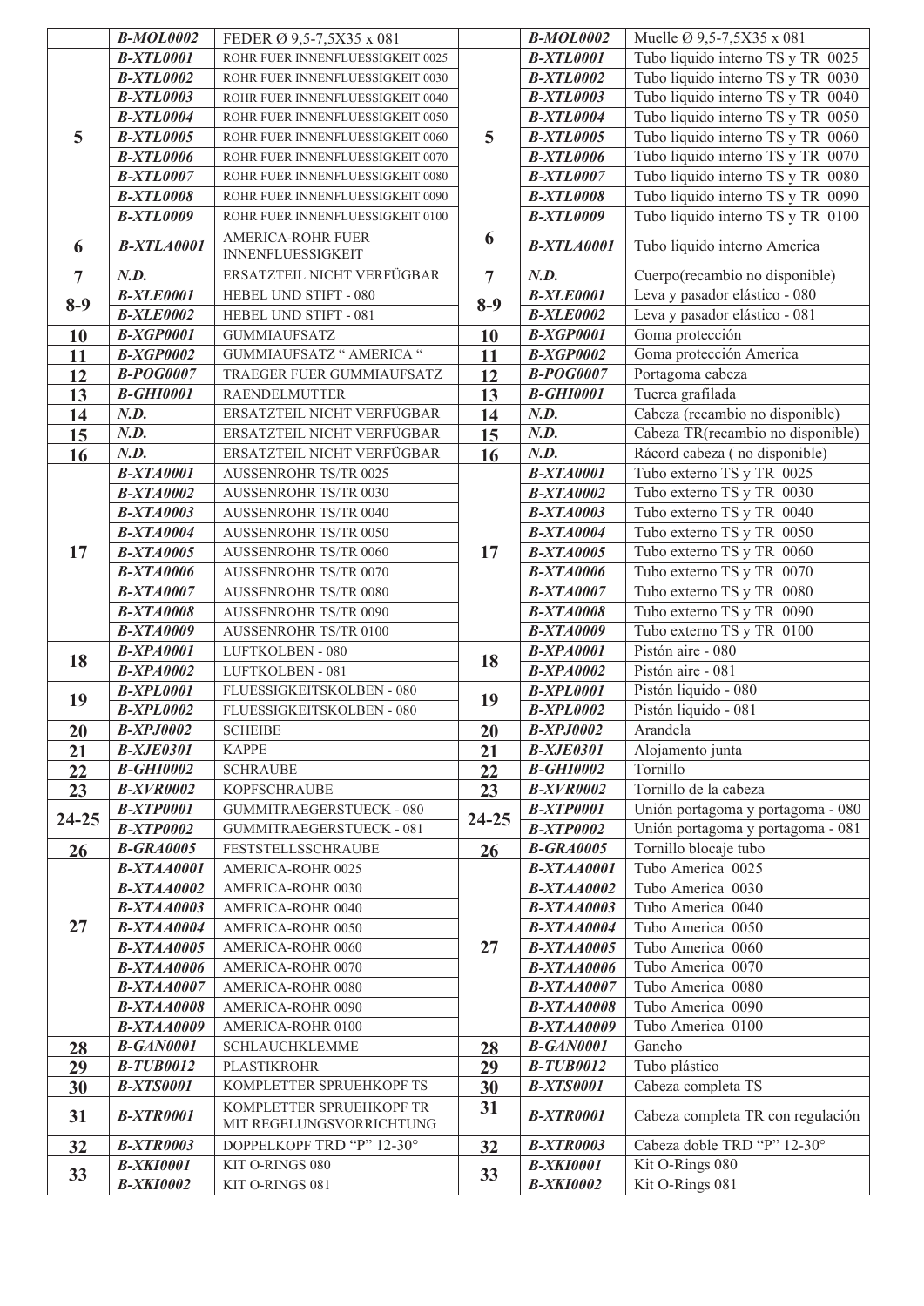| | | | | | |
|---|---|---|---|---|---|
| | ***B-MOL0002*** | FEDER Ø 9,5-7,5X35 x 081 | | ***B-MOL0002*** | Muelle Ø 9,5-7,5X35 x 081 |
| **5** | ***B-XTL0001*** | ROHR FUER INNENFLUESSIGKEIT 0025 | **5** | ***B-XTL0001*** | Tubo liquido interno TS y TR 0025 |
| | ***B-XTL0002*** | ROHR FUER INNENFLUESSIGKEIT 0030 | | ***B-XTL0002*** | Tubo liquido interno TS y TR 0030 |
| | ***B-XTL0003*** | ROHR FUER INNENFLUESSIGKEIT 0040 | | ***B-XTL0003*** | Tubo liquido interno TS y TR 0040 |
| | ***B-XTL0004*** | ROHR FUER INNENFLUESSIGKEIT 0050 | | ***B-XTL0004*** | Tubo liquido interno TS y TR 0050 |
| | ***B-XTL0005*** | ROHR FUER INNENFLUESSIGKEIT 0060 | | ***B-XTL0005*** | Tubo liquido interno TS y TR 0060 |
| | ***B-XTL0006*** | ROHR FUER INNENFLUESSIGKEIT 0070 | | ***B-XTL0006*** | Tubo liquido interno TS y TR 0070 |
| | ***B-XTL0007*** | ROHR FUER INNENFLUESSIGKEIT 0080 | | ***B-XTL0007*** | Tubo liquido interno TS y TR 0080 |
| | ***B-XTL0008*** | ROHR FUER INNENFLUESSIGKEIT 0090 | | ***B-XTL0008*** | Tubo liquido interno TS y TR 0090 |
| | ***B-XTL0009*** | ROHR FUER INNENFLUESSIGKEIT 0100 | | ***B-XTL0009*** | Tubo liquido interno TS y TR 0100 |
| **6** | ***B-XTLA0001*** | AMERICA-ROHR FUER INNENFLUESSIGKEIT | **6** | ***B-XTLA0001*** | Tubo liquido interno America |
| **7** | ***N.D.*** | ERSATZTEIL NICHT VERFÜGBAR | **7** | ***N.D.*** | Cuerpo(recambio no disponible) |
| **8-9** | ***B-XLE0001*** | HEBEL UND STIFT - 080 | **8-9** | ***B-XLE0001*** | Leva y pasador elástico - 080 |
| | ***B-XLE0002*** | HEBEL UND STIFT - 081 | | ***B-XLE0002*** | Leva y pasador elástico - 081 |
| **10** | ***B-XGP0001*** | GUMMIAUFSATZ | **10** | ***B-XGP0001*** | Goma protección |
| **11** | ***B-XGP0002*** | GUMMIAUFSATZ " AMERICA " | **11** | ***B-XGP0002*** | Goma protección America |
| **12** | ***B-POG0007*** | TRAEGER FUER GUMMIAUFSATZ | **12** | ***B-POG0007*** | Portagoma cabeza |
| **13** | ***B-GHI0001*** | RAENDELMUTTER | **13** | ***B-GHI0001*** | Tuerca grafilada |
| **14** | ***N.D.*** | ERSATZTEIL NICHT VERFÜGBAR | **14** | ***N.D.*** | Cabeza (recambio no disponible) |
| **15** | ***N.D.*** | ERSATZTEIL NICHT VERFÜGBAR | **15** | ***N.D.*** | Cabeza TR(recambio no disponible) |
| **16** | ***N.D.*** | ERSATZTEIL NICHT VERFÜGBAR | **16** | ***N.D.*** | Rácord cabeza ( no disponible) |
| **17** | ***B-XTA0001*** | AUSSENROHR TS/TR 0025 | **17** | ***B-XTA0001*** | Tubo externo TS y TR 0025 |
| | ***B-XTA0002*** | AUSSENROHR TS/TR 0030 | | ***B-XTA0002*** | Tubo externo TS y TR 0030 |
| | ***B-XTA0003*** | AUSSENROHR TS/TR 0040 | | ***B-XTA0003*** | Tubo externo TS y TR 0040 |
| | ***B-XTA0004*** | AUSSENROHR TS/TR 0050 | | ***B-XTA0004*** | Tubo externo TS y TR 0050 |
| | ***B-XTA0005*** | AUSSENROHR TS/TR 0060 | | ***B-XTA0005*** | Tubo externo TS y TR 0060 |
| | ***B-XTA0006*** | AUSSENROHR TS/TR 0070 | | ***B-XTA0006*** | Tubo externo TS y TR 0070 |
| | ***B-XTA0007*** | AUSSENROHR TS/TR 0080 | | ***B-XTA0007*** | Tubo externo TS y TR 0080 |
| | ***B-XTA0008*** | AUSSENROHR TS/TR 0090 | | ***B-XTA0008*** | Tubo externo TS y TR 0090 |
| | ***B-XTA0009*** | AUSSENROHR TS/TR 0100 | | ***B-XTA0009*** | Tubo externo TS y TR 0100 |
| **18** | ***B-XPA0001*** | LUFTKOLBEN - 080 | **18** | ***B-XPA0001*** | Pistón aire - 080 |
| | ***B-XPA0002*** | LUFTKOLBEN - 081 | | ***B-XPA0002*** | Pistón aire - 081 |
| **19** | ***B-XPL0001*** | FLUESSIGKEITSKOLBEN - 080 | **19** | ***B-XPL0001*** | Pistón liquido - 080 |
| | ***B-XPL0002*** | FLUESSIGKEITSKOLBEN - 080 | | ***B-XPL0002*** | Pistón liquido - 081 |
| **20** | ***B-XPJ0002*** | SCHEIBE | **20** | ***B-XPJ0002*** | Arandela |
| **21** | ***B-XJE0301*** | KAPPE | **21** | ***B-XJE0301*** | Alojamento junta |
| **22** | ***B-GHI0002*** | SCHRAUBE | **22** | ***B-GHI0002*** | Tornillo |
| **23** | ***B-XVR0002*** | KOPFSCHRAUBE | **23** | ***B-XVR0002*** | Tornillo de la cabeza |
| **24-25** | ***B-XTP0001*** | GUMMITRAEGERSTUECK - 080 | **24-25** | ***B-XTP0001*** | Unión portagoma y portagoma - 080 |
| | ***B-XTP0002*** | GUMMITRAEGERSTUECK - 081 | | ***B-XTP0002*** | Unión portagoma y portagoma - 081 |
| **26** | ***B-GRA0005*** | FESTSTELLSSCHRAUBE | **26** | ***B-GRA0005*** | Tornillo blocaje tubo |
| **27** | ***B-XTAA0001*** | AMERICA-ROHR 0025 | **27** | ***B-XTAA0001*** | Tubo America 0025 |
| | ***B-XTAA0002*** | AMERICA-ROHR 0030 | | ***B-XTAA0002*** | Tubo America 0030 |
| | ***B-XTAA0003*** | AMERICA-ROHR 0040 | | ***B-XTAA0003*** | Tubo America 0040 |
| | ***B-XTAA0004*** | AMERICA-ROHR 0050 | | ***B-XTAA0004*** | Tubo America 0050 |
| | ***B-XTAA0005*** | AMERICA-ROHR 0060 | | ***B-XTAA0005*** | Tubo America 0060 |
| | ***B-XTAA0006*** | AMERICA-ROHR 0070 | | ***B-XTAA0006*** | Tubo America 0070 |
| | ***B-XTAA0007*** | AMERICA-ROHR 0080 | | ***B-XTAA0007*** | Tubo America 0080 |
| | ***B-XTAA0008*** | AMERICA-ROHR 0090 | | ***B-XTAA0008*** | Tubo America 0090 |
| | ***B-XTAA0009*** | AMERICA-ROHR 0100 | | ***B-XTAA0009*** | Tubo America 0100 |
| **28** | ***B-GAN0001*** | SCHLAUCHKLEMME | **28** | ***B-GAN0001*** | Gancho |
| **29** | ***B-TUB0012*** | PLASTIKROHR | **29** | ***B-TUB0012*** | Tubo plástico |
| **30** | ***B-XTS0001*** | KOMPLETTER SPRUEHKOPF TS | **30** | ***B-XTS0001*** | Cabeza completa TS |
| **31** | ***B-XTR0001*** | KOMPLETTER SPRUEHKOPF TR MIT REGELUNGSVORRICHTUNG | **31** | ***B-XTR0001*** | Cabeza completa TR con regulación |
| **32** | ***B-XTR0003*** | DOPPELKOPF TRD "P" 12-30° | **32** | ***B-XTR0003*** | Cabeza doble TRD "P" 12-30° |
| **33** | ***B-XKI0001*** | KIT O-RINGS 080 | **33** | ***B-XKI0001*** | Kit O-Rings 080 |
| | ***B-XKI0002*** | KIT O-RINGS 081 | | ***B-XKI0002*** | Kit O-Rings 081 |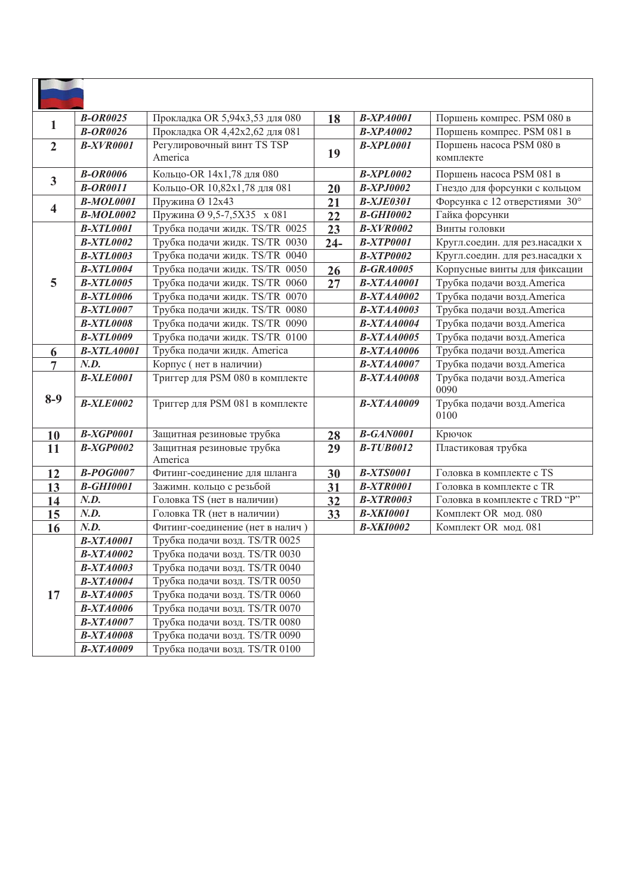| | | | | | |
|---|---|---|---|---|---|
| 1 | ***B-OR0025*** | Прокладка OR 5,94x3,53 для 080 | 18 | ***B-XPA0001*** | Поршень компрес. PSM 080 в |
| | ***B-OR0026*** | Прокладка OR 4,42x2,62 для 081 | | ***B-XPA0002*** | Поршень компрес. PSM 081 в |
| 2 | ***B-XVR0001*** | Регулировочный винт TS TSP America | 19 | ***B-XPL0001*** | Поршень насоса PSM 080 в комплекте |
| 3 | ***B-OR0006*** | Кольцо-OR 14x1,78 для 080 | | ***B-XPL0002*** | Поршень насоса PSM 081 в |
| | ***B-OR0011*** | Кольцо-OR 10,82x1,78 для 081 | 20 | ***B-XPJ0002*** | Гнездо для форсунки с кольцом |
| 4 | ***B-MOL0001*** | Пружина Ø 12x43 | 21 | ***B-XJE0301*** | Форсунка с 12 отверстиями 30° |
| | ***B-MOL0002*** | Пружина Ø 9,5-7,5X35 x 081 | 22 | ***B-GHI0002*** | Гайка форсунки |
| 5 | ***B-XTL0001*** | Трубка подачи жидк. TS/TR 0025 | 23 | ***B-XVR0002*** | Винты головки |
| | ***B-XTL0002*** | Трубка подачи жидк. TS/TR 0030 | 24- | ***B-XTP0001*** | Кругл.соедин. для рез.насадки x |
| | ***B-XTL0003*** | Трубка подачи жидк. TS/TR 0040 | | ***B-XTP0002*** | Кругл.соедин. для рез.насадки x |
| | ***B-XTL0004*** | Трубка подачи жидк. TS/TR 0050 | 26 | ***B-GRA0005*** | Корпусные винты для фиксации |
| | ***B-XTL0005*** | Трубка подачи жидк. TS/TR 0060 | 27 | ***B-XTAA0001*** | Трубка подачи возд.America |
| | ***B-XTL0006*** | Трубка подачи жидк. TS/TR 0070 | | ***B-XTAA0002*** | Трубка подачи возд.America |
| | ***B-XTL0007*** | Трубка подачи жидк. TS/TR 0080 | | ***B-XTAA0003*** | Трубка подачи возд.America |
| | ***B-XTL0008*** | Трубка подачи жидк. TS/TR 0090 | | ***B-XTAA0004*** | Трубка подачи возд.America |
| | ***B-XTL0009*** | Трубка подачи жидк. TS/TR 0100 | | ***B-XTAA0005*** | Трубка подачи возд.America |
| 6 | ***B-XTLA0001*** | Трубка подачи жидк. America | | ***B-XTAA0006*** | Трубка подачи возд.America |
| 7 | ***N.D.*** | Корпус ( нет в наличии) | | ***B-XTAA0007*** | Трубка подачи возд.America |
| 8-9 | ***B-XLE0001*** | Триггер для PSM 080 в комплекте | | ***B-XTAA0008*** | Трубка подачи возд.America 0090 |
| | ***B-XLE0002*** | Триггер для PSM 081 в комплекте | | ***B-XTAA0009*** | Трубка подачи возд.America 0100 |
| 10 | ***B-XGP0001*** | Защитная резиновые трубка | 28 | ***B-GAN0001*** | Крючок |
| 11 | ***B-XGP0002*** | Защитная резиновые трубка America | 29 | ***B-TUB0012*** | Пластиковая трубка |
| 12 | ***B-POG0007*** | Фитинг-соединение для шланга | 30 | ***B-XTS0001*** | Головка в комплекте с TS |
| 13 | ***B-GHI0001*** | Зажимн. кольцо с резьбой | 31 | ***B-XTR0001*** | Головка в комплекте с TR |
| 14 | ***N.D.*** | Головка TS (нет в наличии) | 32 | ***B-XTR0003*** | Головка в комплекте с TRD "P" |
| 15 | ***N.D.*** | Головка TR (нет в наличии) | 33 | ***B-XKI0001*** | Комплект OR мод. 080 |
| 16 | ***N.D.*** | Фитинг-соединение (нет в налич ) | | ***B-XKI0002*** | Комплект OR мод. 081 |
| 17 | ***B-XTA0001*** | Трубка подачи возд. TS/TR 0025 | | | |
| | ***B-XTA0002*** | Трубка подачи возд. TS/TR 0030 | | | |
| | ***B-XTA0003*** | Трубка подачи возд. TS/TR 0040 | | | |
| | ***B-XTA0004*** | Трубка подачи возд. TS/TR 0050 | | | |
| | ***B-XTA0005*** | Трубка подачи возд. TS/TR 0060 | | | |
| | ***B-XTA0006*** | Трубка подачи возд. TS/TR 0070 | | | |
| | ***B-XTA0007*** | Трубка подачи возд. TS/TR 0080 | | | |
| | ***B-XTA0008*** | Трубка подачи возд. TS/TR 0090 | | | |
| | ***B-XTA0009*** | Трубка подачи возд. TS/TR 0100 | | | |